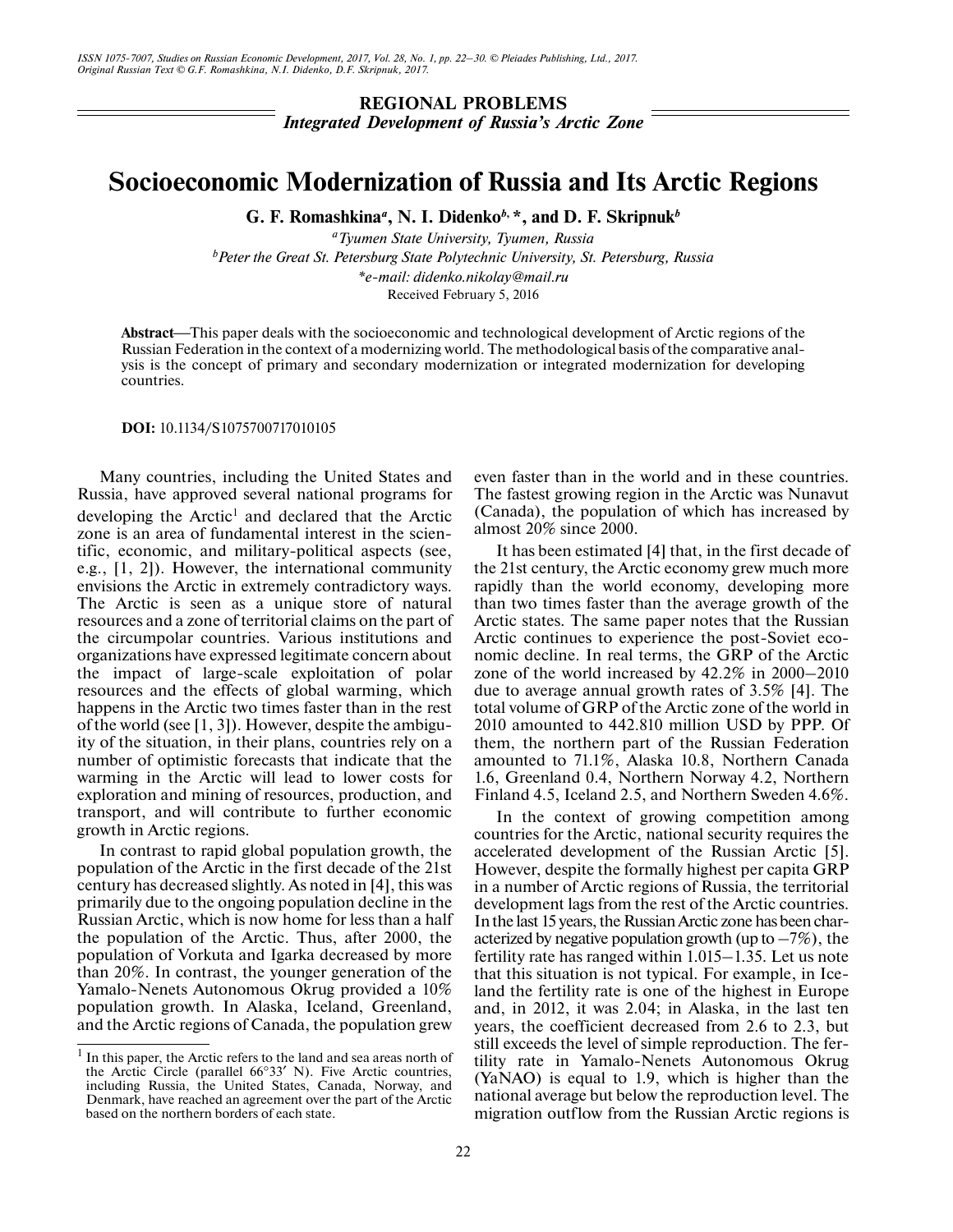**REGIONAL PROBLEMS**
***Integrated Development of Russia's Arctic Zone***

# Socioeconomic Modernization of Russia and Its Arctic Regions

**G. F. Romashkina[a], N. I. Didenko[b, *], and D. F. Skripnuk[b]**

[a]*Tyumen State University, Tyumen, Russia*
[b]*Peter the Great St. Petersburg State Polytechnic University, St. Petersburg, Russia*
*\*e-mail: didenko.nikolay@mail.ru*
Received February 5, 2016

**Abstract**—This paper deals with the socioeconomic and technological development of Arctic regions of the Russian Federation in the context of a modernizing world. The methodological basis of the comparative analysis is the concept of primary and secondary modernization or integrated modernization for developing countries.

**DOI:** 10.1134/S1075700717010105

Many countries, including the United States and Russia, have approved several national programs for developing the Arctic[1] and declared that the Arctic zone is an area of fundamental interest in the scientific, economic, and military-political aspects (see, e.g., [1, 2]). However, the international community envisions the Arctic in extremely contradictory ways. The Arctic is seen as a unique store of natural resources and a zone of territorial claims on the part of the circumpolar countries. Various institutions and organizations have expressed legitimate concern about the impact of large-scale exploitation of polar resources and the effects of global warming, which happens in the Arctic two times faster than in the rest of the world (see [1, 3]). However, despite the ambiguity of the situation, in their plans, countries rely on a number of optimistic forecasts that indicate that the warming in the Arctic will lead to lower costs for exploration and mining of resources, production, and transport, and will contribute to further economic growth in Arctic regions.

In contrast to rapid global population growth, the population of the Arctic in the first decade of the 21st century has decreased slightly. As noted in [4], this was primarily due to the ongoing population decline in the Russian Arctic, which is now home for less than a half the population of the Arctic. Thus, after 2000, the population of Vorkuta and Igarka decreased by more than 20%. In contrast, the younger generation of the Yamalo-Nenets Autonomous Okrug provided a 10% population growth. In Alaska, Iceland, Greenland, and the Arctic regions of Canada, the population grew even faster than in the world and in these countries. The fastest growing region in the Arctic was Nunavut (Canada), the population of which has increased by almost 20% since 2000.

It has been estimated [4] that, in the first decade of the 21st century, the Arctic economy grew much more rapidly than the world economy, developing more than two times faster than the average growth of the Arctic states. The same paper notes that the Russian Arctic continues to experience the post-Soviet economic decline. In real terms, the GRP of the Arctic zone of the world increased by 42.2% in 2000–2010 due to average annual growth rates of 3.5% [4]. The total volume of GRP of the Arctic zone of the world in 2010 amounted to 442.810 million USD by PPP. Of them, the northern part of the Russian Federation amounted to 71.1%, Alaska 10.8, Northern Canada 1.6, Greenland 0.4, Northern Norway 4.2, Northern Finland 4.5, Iceland 2.5, and Northern Sweden 4.6%.

In the context of growing competition among countries for the Arctic, national security requires the accelerated development of the Russian Arctic [5]. However, despite the formally highest per capita GRP in a number of Arctic regions of Russia, the territorial development lags from the rest of the Arctic countries. In the last 15 years, the Russian Arctic zone has been characterized by negative population growth (up to –7%), the fertility rate has ranged within 1.015–1.35. Let us note that this situation is not typical. For example, in Iceland the fertility rate is one of the highest in Europe and, in 2012, it was 2.04; in Alaska, in the last ten years, the coefficient decreased from 2.6 to 2.3, but still exceeds the level of simple reproduction. The fertility rate in Yamalo-Nenets Autonomous Okrug (YaNAO) is equal to 1.9, which is higher than the national average but below the reproduction level. The migration outflow from the Russian Arctic regions is

[1] In this paper, the Arctic refers to the land and sea areas north of the Arctic Circle (parallel 66°33′ N). Five Arctic countries, including Russia, the United States, Canada, Norway, and Denmark, have reached an agreement over the part of the Arctic based on the northern borders of each state.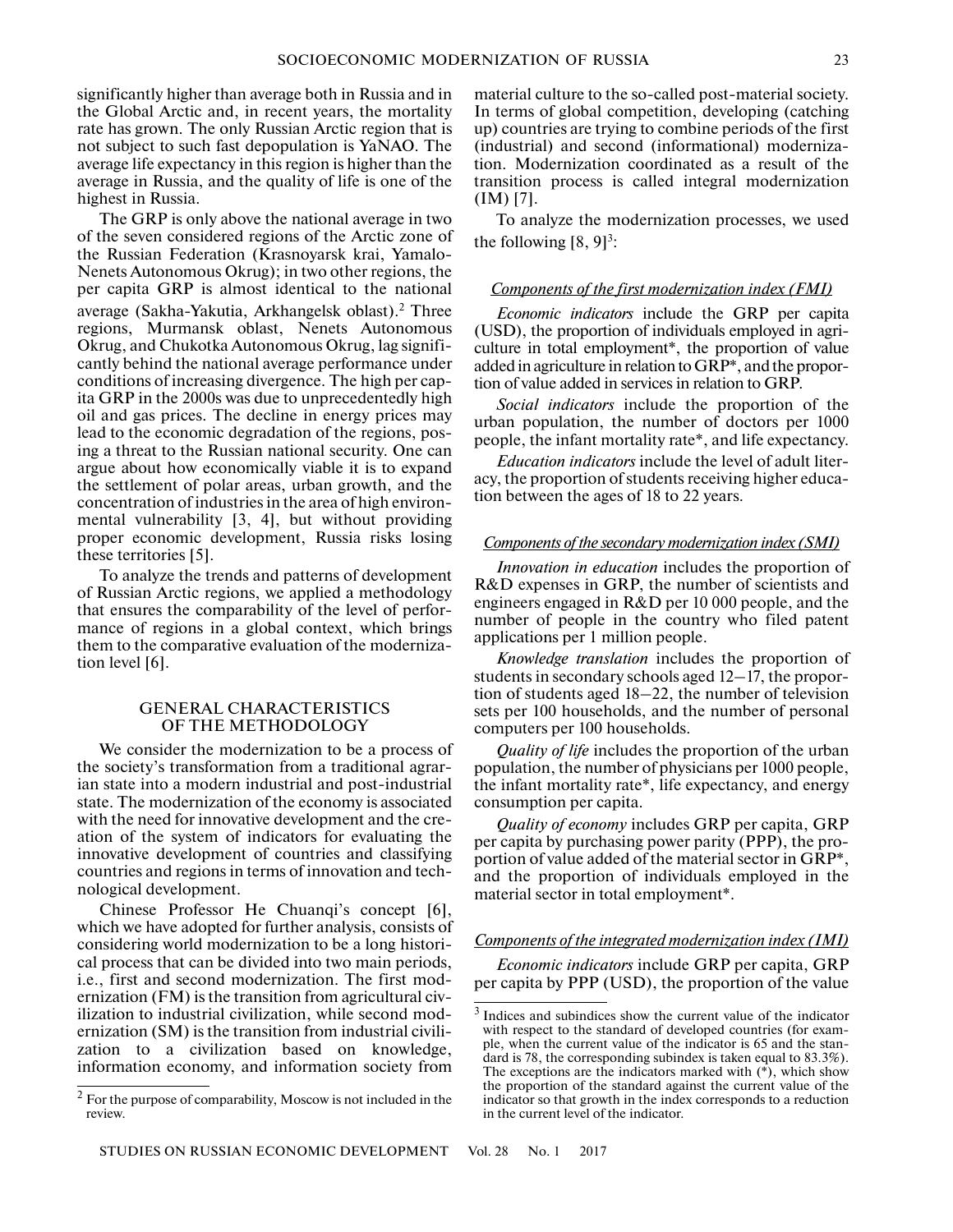significantly higher than average both in Russia and in the Global Arctic and, in recent years, the mortality rate has grown. The only Russian Arctic region that is not subject to such fast depopulation is YaNAO. The average life expectancy in this region is higher than the average in Russia, and the quality of life is one of the highest in Russia.

The GRP is only above the national average in two of the seven considered regions of the Arctic zone of the Russian Federation (Krasnoyarsk krai, Yamalo-Nenets Autonomous Okrug); in two other regions, the per capita GRP is almost identical to the national average (Sakha-Yakutia, Arkhangelsk oblast).[2] Three regions, Murmansk oblast, Nenets Autonomous Okrug, and Chukotka Autonomous Okrug, lag significantly behind the national average performance under conditions of increasing divergence. The high per capita GRP in the 2000s was due to unprecedentedly high oil and gas prices. The decline in energy prices may lead to the economic degradation of the regions, posing a threat to the Russian national security. One can argue about how economically viable it is to expand the settlement of polar areas, urban growth, and the concentration of industries in the area of high environmental vulnerability [3, 4], but without providing proper economic development, Russia risks losing these territories [5].

To analyze the trends and patterns of development of Russian Arctic regions, we applied a methodology that ensures the comparability of the level of performance of regions in a global context, which brings them to the comparative evaluation of the modernization level [6].

## GENERAL CHARACTERISTICS OF THE METHODOLOGY

We consider the modernization to be a process of the society's transformation from a traditional agrarian state into a modern industrial and post-industrial state. The modernization of the economy is associated with the need for innovative development and the creation of the system of indicators for evaluating the innovative development of countries and classifying countries and regions in terms of innovation and technological development.

Chinese Professor He Chuanqi's concept [6], which we have adopted for further analysis, consists of considering world modernization to be a long historical process that can be divided into two main periods, i.e., first and second modernization. The first modernization (FM) is the transition from agricultural civilization to industrial civilization, while second modernization (SM) is the transition from industrial civilization to a civilization based on knowledge, information economy, and information society from material culture to the so-called post-material society. In terms of global competition, developing (catching up) countries are trying to combine periods of the first (industrial) and second (informational) modernization. Modernization coordinated as a result of the transition process is called integral modernization (IM) [7].

To analyze the modernization processes, we used the following [8, 9][3]:

### Components of the first modernization index (FMI)

*Economic indicators* include the GRP per capita (USD), the proportion of individuals employed in agriculture in total employment*, the proportion of value added in agriculture in relation to GRP*, and the proportion of value added in services in relation to GRP.

*Social indicators* include the proportion of the urban population, the number of doctors per 1000 people, the infant mortality rate*, and life expectancy.

*Education indicators* include the level of adult literacy, the proportion of students receiving higher education between the ages of 18 to 22 years.

### Components of the secondary modernization index (SMI)

*Innovation in education* includes the proportion of R&D expenses in GRP, the number of scientists and engineers engaged in R&D per 10 000 people, and the number of people in the country who filed patent applications per 1 million people.

*Knowledge translation* includes the proportion of students in secondary schools aged 12–17, the proportion of students aged 18–22, the number of television sets per 100 households, and the number of personal computers per 100 households.

*Quality of life* includes the proportion of the urban population, the number of physicians per 1000 people, the infant mortality rate*, life expectancy, and energy consumption per capita.

*Quality of economy* includes GRP per capita, GRP per capita by purchasing power parity (PPP), the proportion of value added of the material sector in GRP*, and the proportion of individuals employed in the material sector in total employment*.

### Components of the integrated modernization index (IMI)

*Economic indicators* include GRP per capita, GRP per capita by PPP (USD), the proportion of the value

---

[2] For the purpose of comparability, Moscow is not included in the review.

[3] Indices and subindices show the current value of the indicator with respect to the standard of developed countries (for example, when the current value of the indicator is 65 and the standard is 78, the corresponding subindex is taken equal to 83.3%). The exceptions are the indicators marked with (*), which show the proportion of the standard against the current value of the indicator so that growth in the index corresponds to a reduction in the current level of the indicator.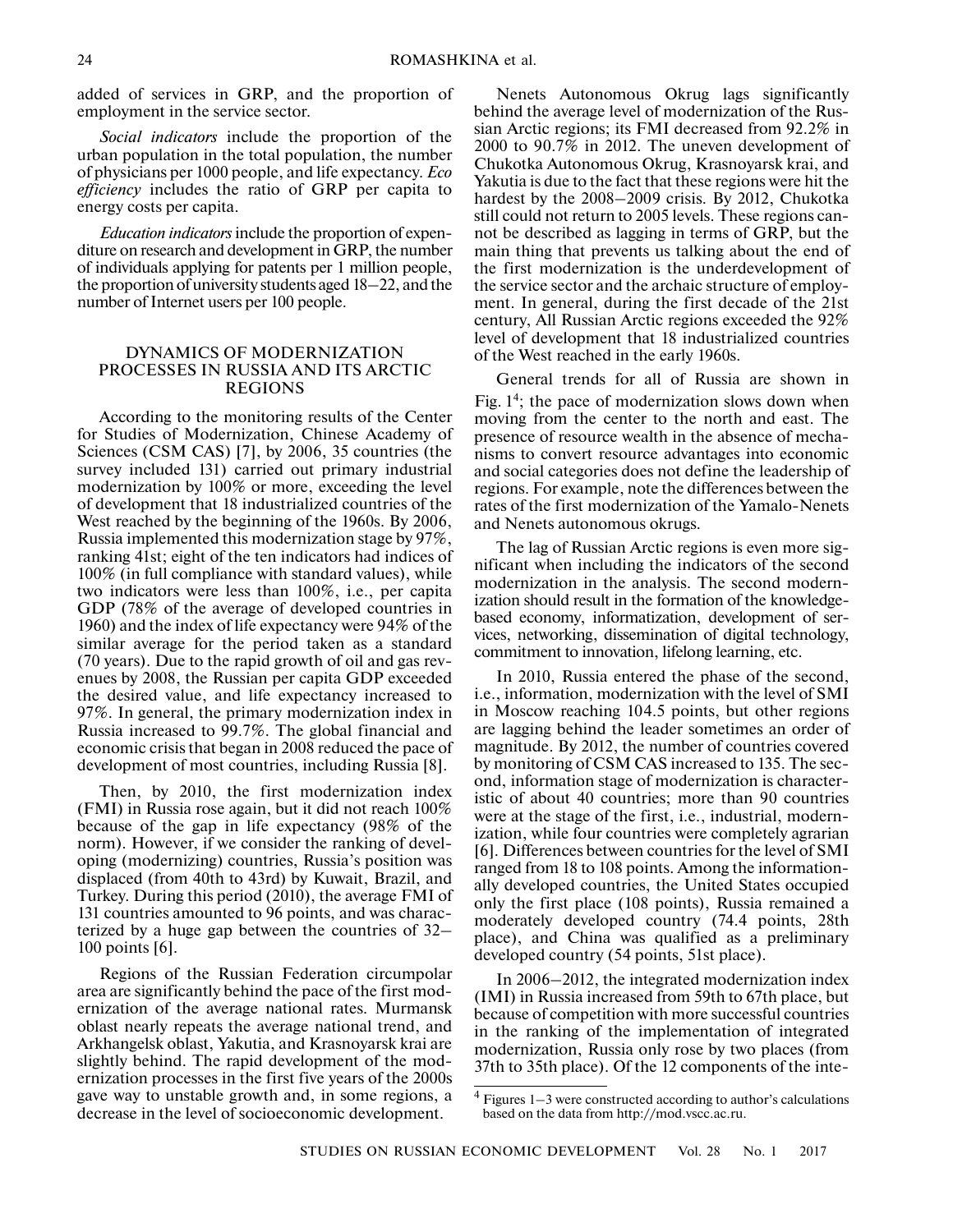added of services in GRP, and the proportion of employment in the service sector.

*Social indicators* include the proportion of the urban population in the total population, the number of physicians per 1000 people, and life expectancy. *Eco efficiency* includes the ratio of GRP per capita to energy costs per capita.

*Education indicators* include the proportion of expenditure on research and development in GRP, the number of individuals applying for patents per 1 million people, the proportion of university students aged 18–22, and the number of Internet users per 100 people.

## DYNAMICS OF MODERNIZATION PROCESSES IN RUSSIA AND ITS ARCTIC REGIONS

According to the monitoring results of the Center for Studies of Modernization, Chinese Academy of Sciences (CSM CAS) [7], by 2006, 35 countries (the survey included 131) carried out primary industrial modernization by 100% or more, exceeding the level of development that 18 industrialized countries of the West reached by the beginning of the 1960s. By 2006, Russia implemented this modernization stage by 97%, ranking 41st; eight of the ten indicators had indices of 100% (in full compliance with standard values), while two indicators were less than 100%, i.e., per capita GDP (78% of the average of developed countries in 1960) and the index of life expectancy were 94% of the similar average for the period taken as a standard (70 years). Due to the rapid growth of oil and gas revenues by 2008, the Russian per capita GDP exceeded the desired value, and life expectancy increased to 97%. In general, the primary modernization index in Russia increased to 99.7%. The global financial and economic crisis that began in 2008 reduced the pace of development of most countries, including Russia [8].

Then, by 2010, the first modernization index (FMI) in Russia rose again, but it did not reach 100% because of the gap in life expectancy (98% of the norm). However, if we consider the ranking of developing (modernizing) countries, Russia's position was displaced (from 40th to 43rd) by Kuwait, Brazil, and Turkey. During this period (2010), the average FMI of 131 countries amounted to 96 points, and was characterized by a huge gap between the countries of 32–100 points [6].

Regions of the Russian Federation circumpolar area are significantly behind the pace of the first modernization of the average national rates. Murmansk oblast nearly repeats the average national trend, and Arkhangelsk oblast, Yakutia, and Krasnoyarsk krai are slightly behind. The rapid development of the modernization processes in the first five years of the 2000s gave way to unstable growth and, in some regions, a decrease in the level of socioeconomic development.

Nenets Autonomous Okrug lags significantly behind the average level of modernization of the Russian Arctic regions; its FMI decreased from 92.2% in 2000 to 90.7% in 2012. The uneven development of Chukotka Autonomous Okrug, Krasnoyarsk krai, and Yakutia is due to the fact that these regions were hit the hardest by the 2008–2009 crisis. By 2012, Chukotka still could not return to 2005 levels. These regions cannot be described as lagging in terms of GRP, but the main thing that prevents us talking about the end of the first modernization is the underdevelopment of the service sector and the archaic structure of employment. In general, during the first decade of the 21st century, All Russian Arctic regions exceeded the 92% level of development that 18 industrialized countries of the West reached in the early 1960s.

General trends for all of Russia are shown in Fig. 1[4]; the pace of modernization slows down when moving from the center to the north and east. The presence of resource wealth in the absence of mechanisms to convert resource advantages into economic and social categories does not define the leadership of regions. For example, note the differences between the rates of the first modernization of the Yamalo-Nenets and Nenets autonomous okrugs.

The lag of Russian Arctic regions is even more significant when including the indicators of the second modernization in the analysis. The second modernization should result in the formation of the knowledge-based economy, informatization, development of services, networking, dissemination of digital technology, commitment to innovation, lifelong learning, etc.

In 2010, Russia entered the phase of the second, i.e., information, modernization with the level of SMI in Moscow reaching 104.5 points, but other regions are lagging behind the leader sometimes an order of magnitude. By 2012, the number of countries covered by monitoring of CSM CAS increased to 135. The second, information stage of modernization is characteristic of about 40 countries; more than 90 countries were at the stage of the first, i.e., industrial, modernization, while four countries were completely agrarian [6]. Differences between countries for the level of SMI ranged from 18 to 108 points. Among the informationally developed countries, the United States occupied only the first place (108 points), Russia remained a moderately developed country (74.4 points, 28th place), and China was qualified as a preliminary developed country (54 points, 51st place).

In 2006–2012, the integrated modernization index (IMI) in Russia increased from 59th to 67th place, but because of competition with more successful countries in the ranking of the implementation of integrated modernization, Russia only rose by two places (from 37th to 35th place). Of the 12 components of the inte-

[4] Figures 1–3 were constructed according to author's calculations based on the data from http://mod.vscc.ac.ru.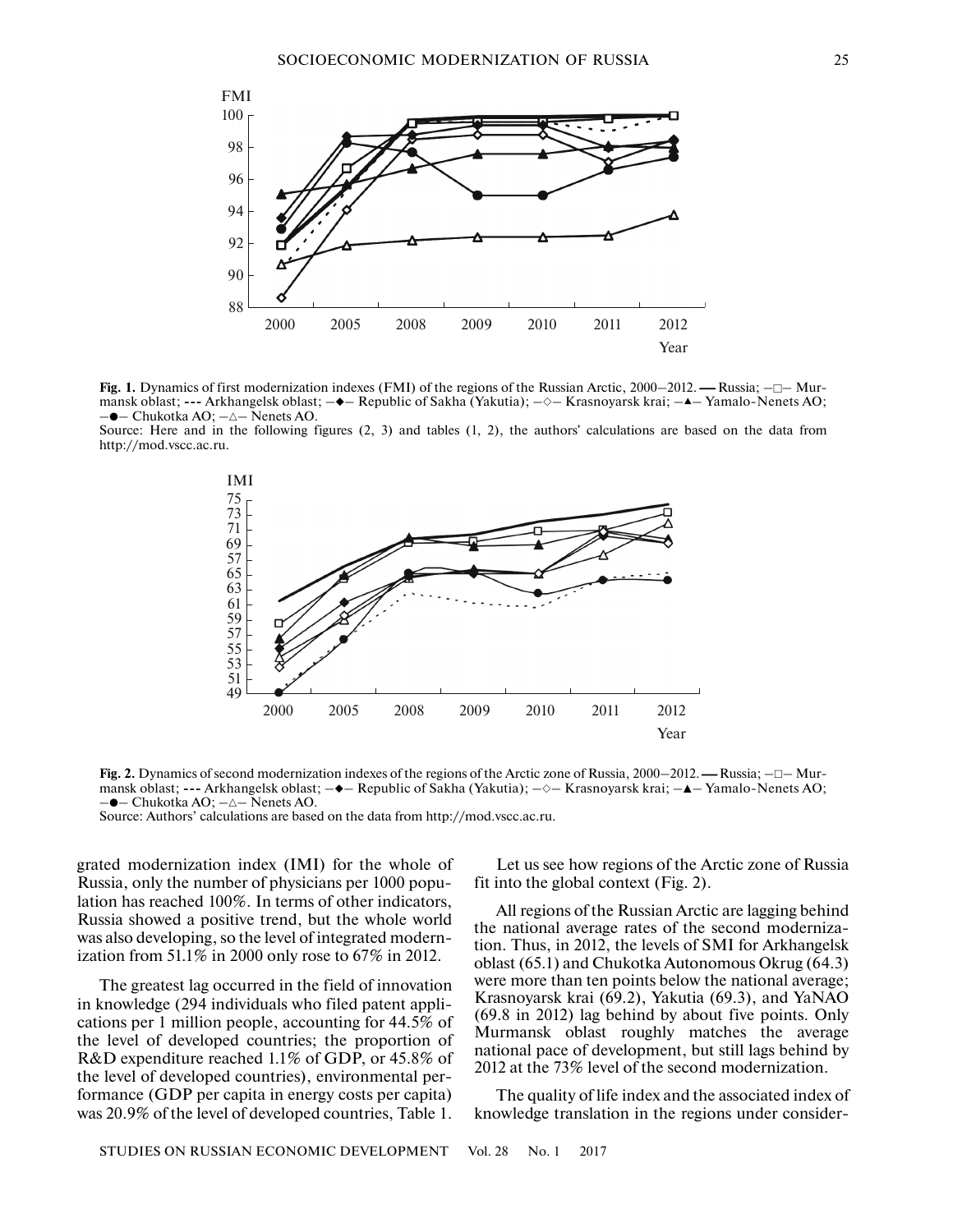**Fig. 1.** Dynamics of first modernization indexes (FMI) of the regions of the Russian Arctic, 2000–2012. —— Russia; –□– Murmansk oblast; - - - Arkhangelsk oblast; –◆– Republic of Sakha (Yakutia); –◇– Krasnoyarsk krai; –▲– Yamalo-Nenets AO; –●– Chukotka AO; –△– Nenets AO.

Source: Here and in the following figures (2, 3) and tables (1, 2), the authors' calculations are based on the data from http://mod.vscc.ac.ru.

**Fig. 2.** Dynamics of second modernization indexes of the regions of the Arctic zone of Russia, 2000–2012. —— Russia; –□– Murmansk oblast; - - - Arkhangelsk oblast; –◆– Republic of Sakha (Yakutia); –◇– Krasnoyarsk krai; –▲– Yamalo-Nenets AO; –●– Chukotka AO; –△– Nenets AO.

Source: Authors' calculations are based on the data from http://mod.vscc.ac.ru.

grated modernization index (IMI) for the whole of Russia, only the number of physicians per 1000 population has reached 100%. In terms of other indicators, Russia showed a positive trend, but the whole world was also developing, so the level of integrated modernization from 51.1% in 2000 only rose to 67% in 2012.

The greatest lag occurred in the field of innovation in knowledge (294 individuals who filed patent applications per 1 million people, accounting for 44.5% of the level of developed countries; the proportion of R&D expenditure reached 1.1% of GDP, or 45.8% of the level of developed countries), environmental performance (GDP per capita in energy costs per capita) was 20.9% of the level of developed countries, Table 1.

Let us see how regions of the Arctic zone of Russia fit into the global context (Fig. 2).

All regions of the Russian Arctic are lagging behind the national average rates of the second modernization. Thus, in 2012, the levels of SMI for Arkhangelsk oblast (65.1) and Chukotka Autonomous Okrug (64.3) were more than ten points below the national average; Krasnoyarsk krai (69.2), Yakutia (69.3), and YaNAO (69.8 in 2012) lag behind by about five points. Only Murmansk oblast roughly matches the average national pace of development, but still lags behind by 2012 at the 73% level of the second modernization.

The quality of life index and the associated index of knowledge translation in the regions under consider-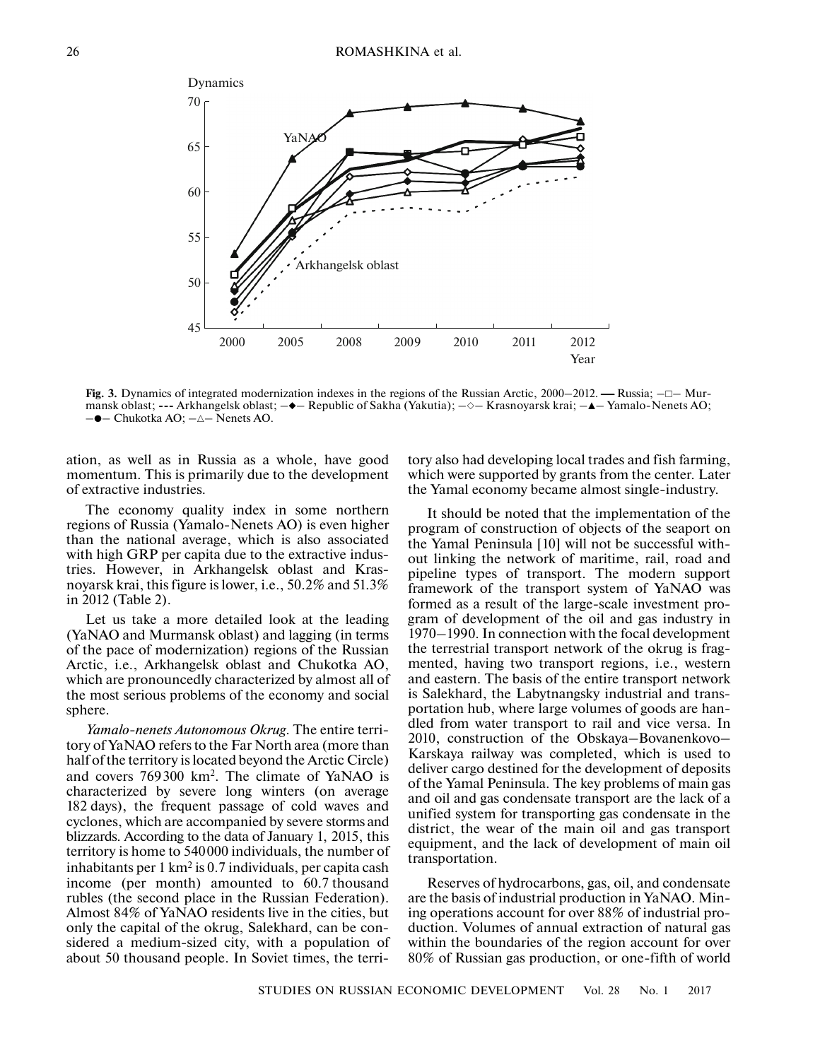Fig. 3. Dynamics of integrated modernization indexes in the regions of the Russian Arctic, 2000–2012. — Russia; –□– Murmansk oblast; --- Arkhangelsk oblast; –◆– Republic of Sakha (Yakutia); –◇– Krasnoyarsk krai; –▲– Yamalo-Nenets AO; –●– Chukotka AO; –△– Nenets AO.

ation, as well as in Russia as a whole, have good momentum. This is primarily due to the development of extractive industries.

The economy quality index in some northern regions of Russia (Yamalo-Nenets AO) is even higher than the national average, which is also associated with high GRP per capita due to the extractive industries. However, in Arkhangelsk oblast and Krasnoyarsk krai, this figure is lower, i.e., 50.2% and 51.3% in 2012 (Table 2).

Let us take a more detailed look at the leading (YaNAO and Murmansk oblast) and lagging (in terms of the pace of modernization) regions of the Russian Arctic, i.e., Arkhangelsk oblast and Chukotka AO, which are pronouncedly characterized by almost all of the most serious problems of the economy and social sphere.

*Yamalo-nenets Autonomous Okrug.* The entire territory of YaNAO refers to the Far North area (more than half of the territory is located beyond the Arctic Circle) and covers 769300 km². The climate of YaNAO is characterized by severe long winters (on average 182 days), the frequent passage of cold waves and cyclones, which are accompanied by severe storms and blizzards. According to the data of January 1, 2015, this territory is home to 540000 individuals, the number of inhabitants per 1 km² is 0.7 individuals, per capita cash income (per month) amounted to 60.7 thousand rubles (the second place in the Russian Federation). Almost 84% of YaNAO residents live in the cities, but only the capital of the okrug, Salekhard, can be considered a medium-sized city, with a population of about 50 thousand people. In Soviet times, the territory also had developing local trades and fish farming, which were supported by grants from the center. Later the Yamal economy became almost single-industry.

It should be noted that the implementation of the program of construction of objects of the seaport on the Yamal Peninsula [10] will not be successful without linking the network of maritime, rail, road and pipeline types of transport. The modern support framework of the transport system of YaNAO was formed as a result of the large-scale investment program of development of the oil and gas industry in 1970–1990. In connection with the focal development the terrestrial transport network of the okrug is fragmented, having two transport regions, i.e., western and eastern. The basis of the entire transport network is Salekhard, the Labytnangsky industrial and transportation hub, where large volumes of goods are handled from water transport to rail and vice versa. In 2010, construction of the Obskaya–Bovanenkovo–Karskaya railway was completed, which is used to deliver cargo destined for the development of deposits of the Yamal Peninsula. The key problems of main gas and oil and gas condensate transport are the lack of a unified system for transporting gas condensate in the district, the wear of the main oil and gas transport equipment, and the lack of development of main oil transportation.

Reserves of hydrocarbons, gas, oil, and condensate are the basis of industrial production in YaNAO. Mining operations account for over 88% of industrial production. Volumes of annual extraction of natural gas within the boundaries of the region account for over 80% of Russian gas production, or one-fifth of world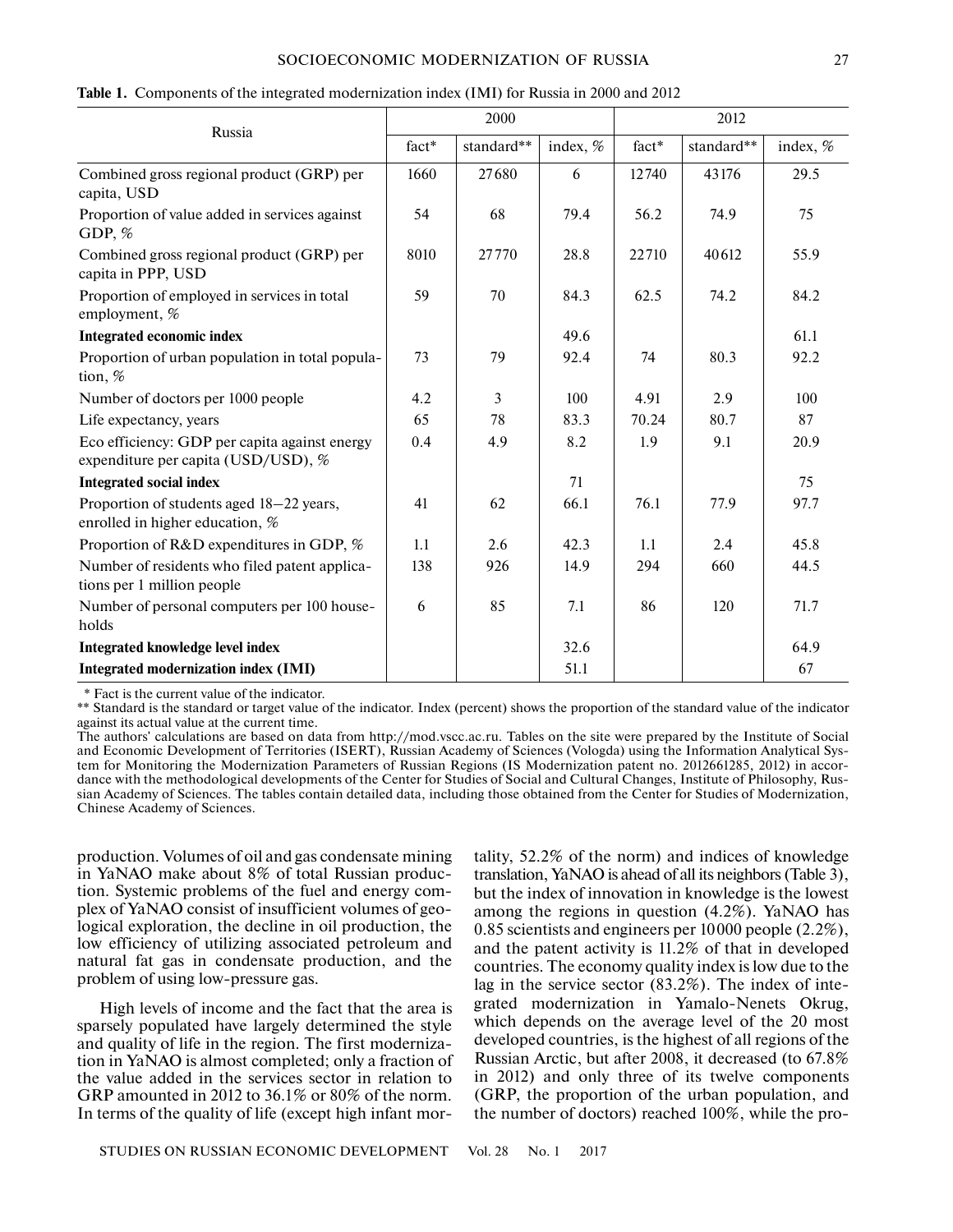**Table 1.** Components of the integrated modernization index (IMI) for Russia in 2000 and 2012

| Russia | 2000 | | | 2012 | | |
|---|---|---|---|---|---|---|
| | fact* | standard** | index, % | fact* | standard** | index, % |
| Combined gross regional product (GRP) per capita, USD | 1660 | 27680 | 6 | 12740 | 43176 | 29.5 |
| Proportion of value added in services against GDP, % | 54 | 68 | 79.4 | 56.2 | 74.9 | 75 |
| Combined gross regional product (GRP) per capita in PPP, USD | 8010 | 27770 | 28.8 | 22710 | 40612 | 55.9 |
| Proportion of employed in services in total employment, % | 59 | 70 | 84.3 | 62.5 | 74.2 | 84.2 |
| **Integrated economic index** | | | 49.6 | | | 61.1 |
| Proportion of urban population in total population, % | 73 | 79 | 92.4 | 74 | 80.3 | 92.2 |
| Number of doctors per 1000 people | 4.2 | 3 | 100 | 4.91 | 2.9 | 100 |
| Life expectancy, years | 65 | 78 | 83.3 | 70.24 | 80.7 | 87 |
| Eco efficiency: GDP per capita against energy expenditure per capita (USD/USD), % | 0.4 | 4.9 | 8.2 | 1.9 | 9.1 | 20.9 |
| **Integrated social index** | | | 71 | | | 75 |
| Proportion of students aged 18–22 years, enrolled in higher education, % | 41 | 62 | 66.1 | 76.1 | 77.9 | 97.7 |
| Proportion of R&D expenditures in GDP, % | 1.1 | 2.6 | 42.3 | 1.1 | 2.4 | 45.8 |
| Number of residents who filed patent applications per 1 million people | 138 | 926 | 14.9 | 294 | 660 | 44.5 |
| Number of personal computers per 100 households | 6 | 85 | 7.1 | 86 | 120 | 71.7 |
| **Integrated knowledge level index** | | | 32.6 | | | 64.9 |
| **Integrated modernization index (IMI)** | | | 51.1 | | | 67 |

\* Fact is the current value of the indicator.
** Standard is the standard or target value of the indicator. Index (percent) shows the proportion of the standard value of the indicator against its actual value at the current time.
The authors' calculations are based on data from http://mod.vscc.ac.ru. Tables on the site were prepared by the Institute of Social and Economic Development of Territories (ISERT), Russian Academy of Sciences (Vologda) using the Information Analytical System for Monitoring the Modernization Parameters of Russian Regions (IS Modernization patent no. 2012661285, 2012) in accordance with the methodological developments of the Center for Studies of Social and Cultural Changes, Institute of Philosophy, Russian Academy of Sciences. The tables contain detailed data, including those obtained from the Center for Studies of Modernization, Chinese Academy of Sciences.

production. Volumes of oil and gas condensate mining in YaNAO make about 8% of total Russian production. Systemic problems of the fuel and energy complex of YaNAO consist of insufficient volumes of geological exploration, the decline in oil production, the low efficiency of utilizing associated petroleum and natural fat gas in condensate production, and the problem of using low-pressure gas.

High levels of income and the fact that the area is sparsely populated have largely determined the style and quality of life in the region. The first modernization in YaNAO is almost completed; only a fraction of the value added in the services sector in relation to GRP amounted in 2012 to 36.1% or 80% of the norm. In terms of the quality of life (except high infant mortality, 52.2% of the norm) and indices of knowledge translation, YaNAO is ahead of all its neighbors (Table 3), but the index of innovation in knowledge is the lowest among the regions in question (4.2%). YaNAO has 0.85 scientists and engineers per 10000 people (2.2%), and the patent activity is 11.2% of that in developed countries. The economy quality index is low due to the lag in the service sector (83.2%). The index of integrated modernization in Yamalo-Nenets Okrug, which depends on the average level of the 20 most developed countries, is the highest of all regions of the Russian Arctic, but after 2008, it decreased (to 67.8% in 2012) and only three of its twelve components (GRP, the proportion of the urban population, and the number of doctors) reached 100%, while the pro-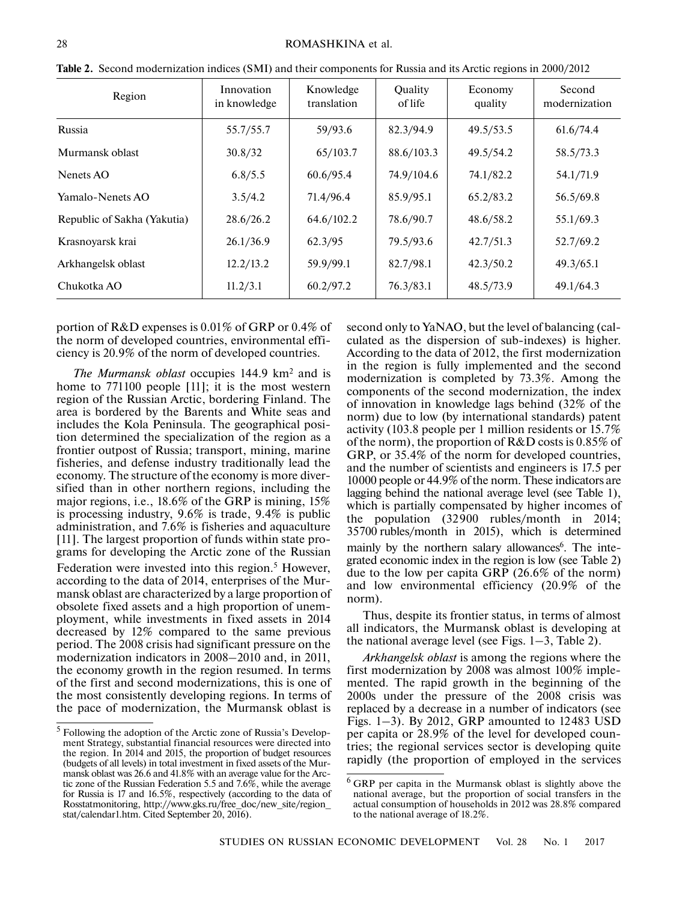**Table 2.** Second modernization indices (SMI) and their components for Russia and its Arctic regions in 2000/2012

| Region | Innovation in knowledge | Knowledge translation | Quality of life | Economy quality | Second modernization |
|---|---|---|---|---|---|
| Russia | 55.7/55.7 | 59/93.6 | 82.3/94.9 | 49.5/53.5 | 61.6/74.4 |
| Murmansk oblast | 30.8/32 | 65/103.7 | 88.6/103.3 | 49.5/54.2 | 58.5/73.3 |
| Nenets AO | 6.8/5.5 | 60.6/95.4 | 74.9/104.6 | 74.1/82.2 | 54.1/71.9 |
| Yamalo-Nenets AO | 3.5/4.2 | 71.4/96.4 | 85.9/95.1 | 65.2/83.2 | 56.5/69.8 |
| Republic of Sakha (Yakutia) | 28.6/26.2 | 64.6/102.2 | 78.6/90.7 | 48.6/58.2 | 55.1/69.3 |
| Krasnoyarsk krai | 26.1/36.9 | 62.3/95 | 79.5/93.6 | 42.7/51.3 | 52.7/69.2 |
| Arkhangelsk oblast | 12.2/13.2 | 59.9/99.1 | 82.7/98.1 | 42.3/50.2 | 49.3/65.1 |
| Chukotka AO | 11.2/3.1 | 60.2/97.2 | 76.3/83.1 | 48.5/73.9 | 49.1/64.3 |

portion of R&D expenses is 0.01% of GRP or 0.4% of the norm of developed countries, environmental efficiency is 20.9% of the norm of developed countries.

*The Murmansk oblast* occupies 144.9 km$^2$ and is home to 771100 people [11]; it is the most western region of the Russian Arctic, bordering Finland. The area is bordered by the Barents and White seas and includes the Kola Peninsula. The geographical position determined the specialization of the region as a frontier outpost of Russia; transport, mining, marine fisheries, and defense industry traditionally lead the economy. The structure of the economy is more diversified than in other northern regions, including the major regions, i.e., 18.6% of the GRP is mining, 15% is processing industry, 9.6% is trade, 9.4% is public administration, and 7.6% is fisheries and aquaculture [11]. The largest proportion of funds within state programs for developing the Arctic zone of the Russian Federation were invested into this region.[5] However, according to the data of 2014, enterprises of the Murmansk oblast are characterized by a large proportion of obsolete fixed assets and a high proportion of unemployment, while investments in fixed assets in 2014 decreased by 12% compared to the same previous period. The 2008 crisis had significant pressure on the modernization indicators in 2008–2010 and, in 2011, the economy growth in the region resumed. In terms of the first and second modernizations, this is one of the most consistently developing regions. In terms of the pace of modernization, the Murmansk oblast is second only to YaNAO, but the level of balancing (calculated as the dispersion of sub-indexes) is higher. According to the data of 2012, the first modernization in the region is fully implemented and the second modernization is completed by 73.3%. Among the components of the second modernization, the index of innovation in knowledge lags behind (32% of the norm) due to low (by international standards) patent activity (103.8 people per 1 million residents or 15.7% of the norm), the proportion of R&D costs is 0.85% of GRP, or 35.4% of the norm for developed countries, and the number of scientists and engineers is 17.5 per 10000 people or 44.9% of the norm. These indicators are lagging behind the national average level (see Table 1), which is partially compensated by higher incomes of the population (32900 rubles/month in 2014; 35700 rubles/month in 2015), which is determined mainly by the northern salary allowances[6]. The integrated economic index in the region is low (see Table 2) due to the low per capita GRP (26.6% of the norm) and low environmental efficiency (20.9% of the norm).

Thus, despite its frontier status, in terms of almost all indicators, the Murmansk oblast is developing at the national average level (see Figs. 1–3, Table 2).

*Arkhangelsk oblast* is among the regions where the first modernization by 2008 was almost 100% implemented. The rapid growth in the beginning of the 2000s under the pressure of the 2008 crisis was replaced by a decrease in a number of indicators (see Figs. 1–3). By 2012, GRP amounted to 12483 USD per capita or 28.9% of the level for developed countries; the regional services sector is developing quite rapidly (the proportion of employed in the services

[5] Following the adoption of the Arctic zone of Russia's Development Strategy, substantial financial resources were directed into the region. In 2014 and 2015, the proportion of budget resources (budgets of all levels) in total investment in fixed assets of the Murmansk oblast was 26.6 and 41.8% with an average value for the Arctic zone of the Russian Federation 5.5 and 7.6%, while the average for Russia is 17 and 16.5%, respectively (according to the data of Rosstatmonitoring, http://www.gks.ru/free_doc/new_site/region_stat/calendar1.htm. Cited September 20, 2016).

[6] GRP per capita in the Murmansk oblast is slightly above the national average, but the proportion of social transfers in the actual consumption of households in 2012 was 28.8% compared to the national average of 18.2%.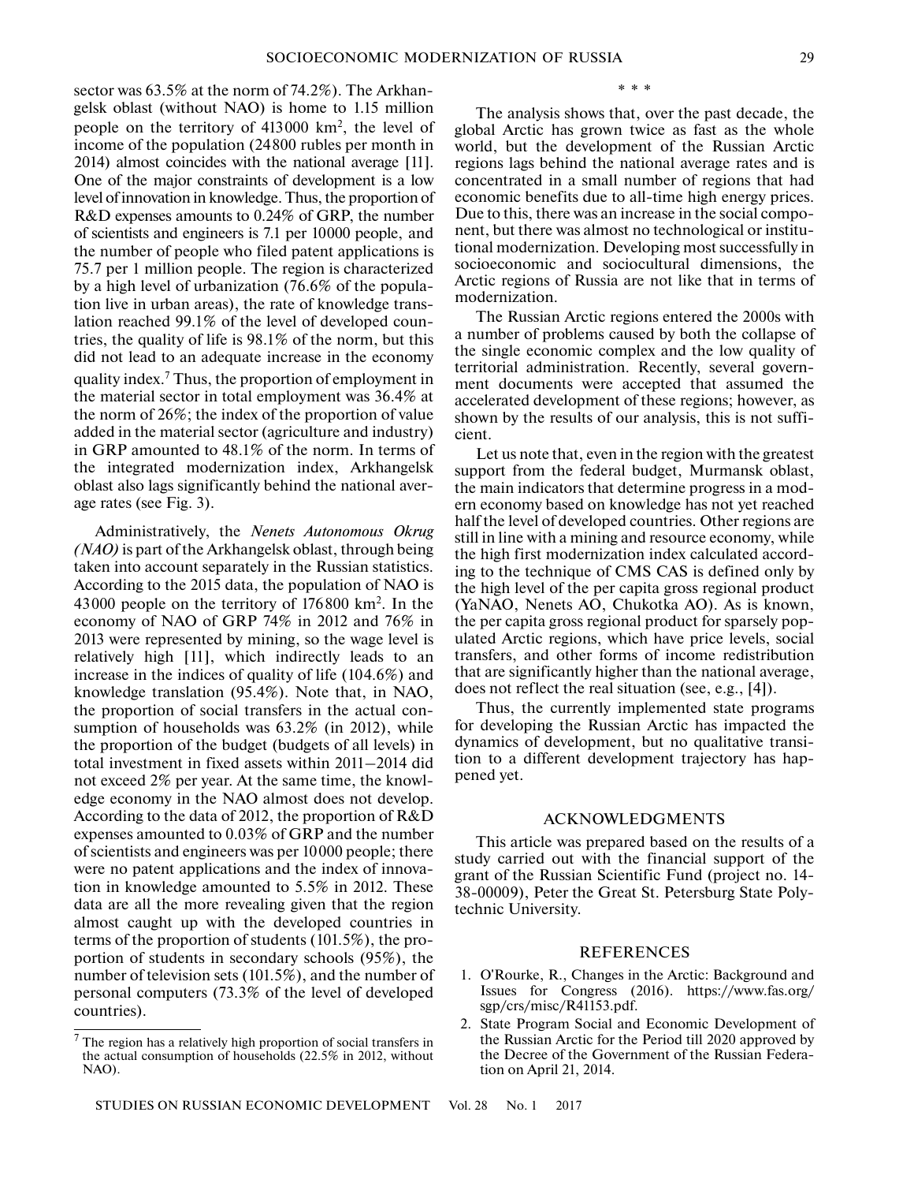sector was 63.5% at the norm of 74.2%). The Arkhangelsk oblast (without NAO) is home to 1.15 million people on the territory of 413000 km$^2$, the level of income of the population (24800 rubles per month in 2014) almost coincides with the national average [11]. One of the major constraints of development is a low level of innovation in knowledge. Thus, the proportion of R&D expenses amounts to 0.24% of GRP, the number of scientists and engineers is 7.1 per 10000 people, and the number of people who filed patent applications is 75.7 per 1 million people. The region is characterized by a high level of urbanization (76.6% of the population live in urban areas), the rate of knowledge translation reached 99.1% of the level of developed countries, the quality of life is 98.1% of the norm, but this did not lead to an adequate increase in the economy quality index.[7] Thus, the proportion of employment in the material sector in total employment was 36.4% at the norm of 26%; the index of the proportion of value added in the material sector (agriculture and industry) in GRP amounted to 48.1% of the norm. In terms of the integrated modernization index, Arkhangelsk oblast also lags significantly behind the national average rates (see Fig. 3).

Administratively, the *Nenets Autonomous Okrug (NAO)* is part of the Arkhangelsk oblast, through being taken into account separately in the Russian statistics. According to the 2015 data, the population of NAO is 43000 people on the territory of 176800 km$^2$. In the economy of NAO of GRP 74% in 2012 and 76% in 2013 were represented by mining, so the wage level is relatively high [11], which indirectly leads to an increase in the indices of quality of life (104.6%) and knowledge translation (95.4%). Note that, in NAO, the proportion of social transfers in the actual consumption of households was 63.2% (in 2012), while the proportion of the budget (budgets of all levels) in total investment in fixed assets within 2011–2014 did not exceed 2% per year. At the same time, the knowledge economy in the NAO almost does not develop. According to the data of 2012, the proportion of R&D expenses amounted to 0.03% of GRP and the number of scientists and engineers was per 10000 people; there were no patent applications and the index of innovation in knowledge amounted to 5.5% in 2012. These data are all the more revealing given that the region almost caught up with the developed countries in terms of the proportion of students (101.5%), the proportion of students in secondary schools (95%), the number of television sets (101.5%), and the number of personal computers (73.3% of the level of developed countries).

[7] The region has a relatively high proportion of social transfers in the actual consumption of households (22.5% in 2012, without NAO).

\* \* \*

The analysis shows that, over the past decade, the global Arctic has grown twice as fast as the whole world, but the development of the Russian Arctic regions lags behind the national average rates and is concentrated in a small number of regions that had economic benefits due to all-time high energy prices. Due to this, there was an increase in the social component, but there was almost no technological or institutional modernization. Developing most successfully in socioeconomic and sociocultural dimensions, the Arctic regions of Russia are not like that in terms of modernization.

The Russian Arctic regions entered the 2000s with a number of problems caused by both the collapse of the single economic complex and the low quality of territorial administration. Recently, several government documents were accepted that assumed the accelerated development of these regions; however, as shown by the results of our analysis, this is not sufficient.

Let us note that, even in the region with the greatest support from the federal budget, Murmansk oblast, the main indicators that determine progress in a modern economy based on knowledge has not yet reached half the level of developed countries. Other regions are still in line with a mining and resource economy, while the high first modernization index calculated according to the technique of CMS CAS is defined only by the high level of the per capita gross regional product (YaNAO, Nenets AO, Chukotka AO). As is known, the per capita gross regional product for sparsely populated Arctic regions, which have price levels, social transfers, and other forms of income redistribution that are significantly higher than the national average, does not reflect the real situation (see, e.g., [4]).

Thus, the currently implemented state programs for developing the Russian Arctic has impacted the dynamics of development, but no qualitative transition to a different development trajectory has happened yet.

## ACKNOWLEDGMENTS

This article was prepared based on the results of a study carried out with the financial support of the grant of the Russian Scientific Fund (project no. 14-38-00009), Peter the Great St. Petersburg State Polytechnic University.

## REFERENCES

1. O'Rourke, R., Changes in the Arctic: Background and Issues for Congress (2016). https://www.fas.org/sgp/crs/misc/R41153.pdf.
2. State Program Social and Economic Development of the Russian Arctic for the Period till 2020 approved by the Decree of the Government of the Russian Federation on April 21, 2014.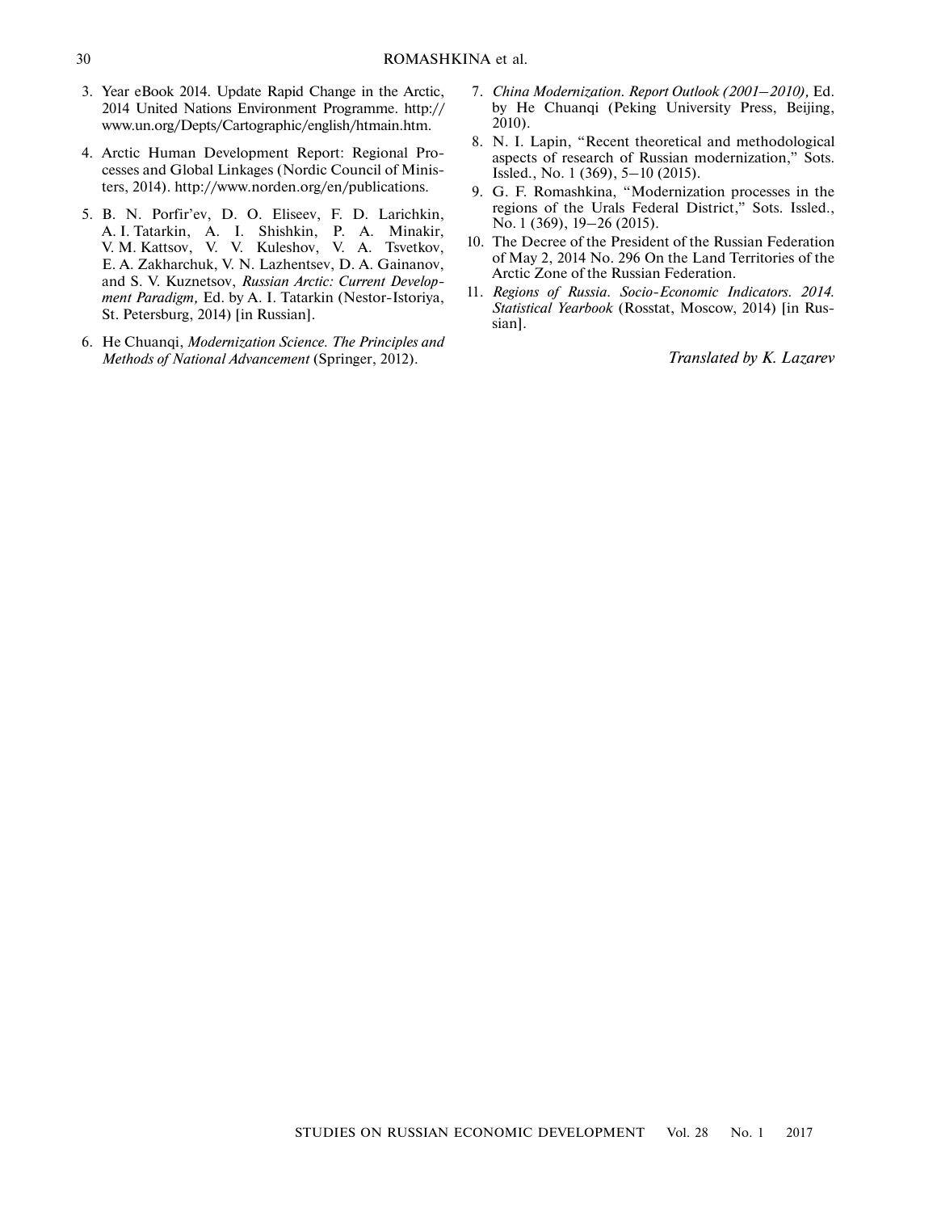3. Year eBook 2014. Update Rapid Change in the Arctic, 2014 United Nations Environment Programme. http://www.un.org/Depts/Cartographic/english/htmain.htm.
4. Arctic Human Development Report: Regional Processes and Global Linkages (Nordic Council of Ministers, 2014). http://www.norden.org/en/publications.
5. B. N. Porfir'ev, D. O. Eliseev, F. D. Larichkin, A. I. Tatarkin, A. I. Shishkin, P. A. Minakir, V. M. Kattsov, V. V. Kuleshov, V. A. Tsvetkov, E. A. Zakharchuk, V. N. Lazhentsev, D. A. Gainanov, and S. V. Kuznetsov, *Russian Arctic: Current Development Paradigm,* Ed. by A. I. Tatarkin (Nestor-Istoriya, St. Petersburg, 2014) [in Russian].
6. He Chuanqi, *Modernization Science. The Principles and Methods of National Advancement* (Springer, 2012).
7. *China Modernization. Report Outlook (2001–2010),* Ed. by He Chuanqi (Peking University Press, Beijing, 2010).
8. N. I. Lapin, "Recent theoretical and methodological aspects of research of Russian modernization," Sots. Issled., No. 1 (369), 5–10 (2015).
9. G. F. Romashkina, "Modernization processes in the regions of the Urals Federal District," Sots. Issled., No. 1 (369), 19–26 (2015).
10. The Decree of the President of the Russian Federation of May 2, 2014 No. 296 On the Land Territories of the Arctic Zone of the Russian Federation.
11. *Regions of Russia. Socio-Economic Indicators. 2014. Statistical Yearbook* (Rosstat, Moscow, 2014) [in Russian].

*Translated by K. Lazarev*